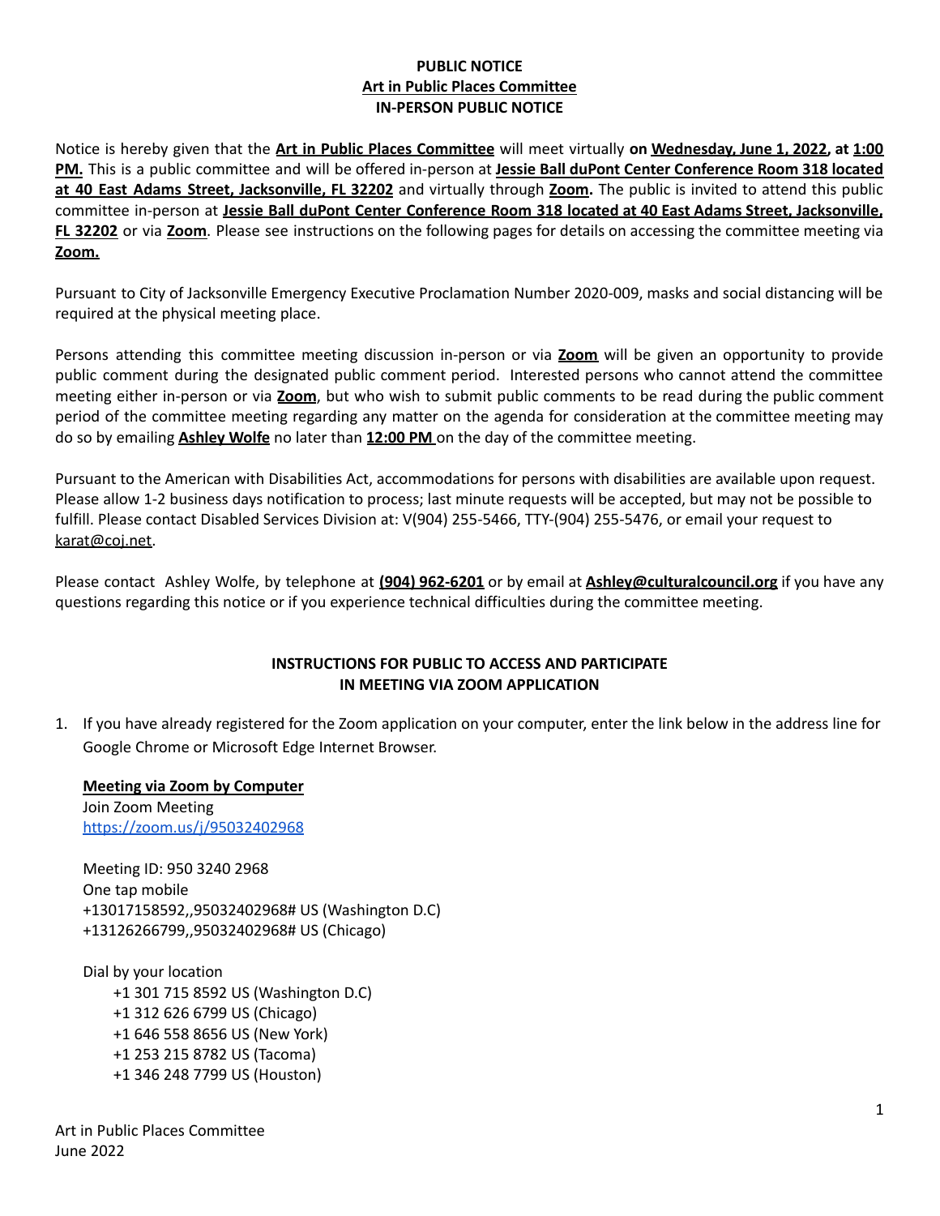**PUBLIC NOTICE**
**Art in Public Places Committee**
**IN-PERSON PUBLIC NOTICE**

Notice is hereby given that the **Art in Public Places Committee** will meet virtually **on Wednesday, June 1, 2022, at 1:00 PM.** This is a public committee and will be offered in-person at **Jessie Ball duPont Center Conference Room 318 located at 40 East Adams Street, Jacksonville, FL 32202** and virtually through **Zoom.** The public is invited to attend this public committee in-person at **Jessie Ball duPont Center Conference Room 318 located at 40 East Adams Street, Jacksonville, FL 32202** or via **Zoom**. Please see instructions on the following pages for details on accessing the committee meeting via **Zoom.**

Pursuant to City of Jacksonville Emergency Executive Proclamation Number 2020-009, masks and social distancing will be required at the physical meeting place.

Persons attending this committee meeting discussion in-person or via **Zoom** will be given an opportunity to provide public comment during the designated public comment period. Interested persons who cannot attend the committee meeting either in-person or via **Zoom**, but who wish to submit public comments to be read during the public comment period of the committee meeting regarding any matter on the agenda for consideration at the committee meeting may do so by emailing **Ashley Wolfe** no later than **12:00 PM** on the day of the committee meeting.

Pursuant to the American with Disabilities Act, accommodations for persons with disabilities are available upon request. Please allow 1-2 business days notification to process; last minute requests will be accepted, but may not be possible to fulfill. Please contact Disabled Services Division at: V(904) 255-5466, TTY-(904) 255-5476, or email your request to karat@coj.net.

Please contact Ashley Wolfe, by telephone at **(904) 962-6201** or by email at **Ashley@culturalcouncil.org** if you have any questions regarding this notice or if you experience technical difficulties during the committee meeting.

**INSTRUCTIONS FOR PUBLIC TO ACCESS AND PARTICIPATE IN MEETING VIA ZOOM APPLICATION**

1. If you have already registered for the Zoom application on your computer, enter the link below in the address line for Google Chrome or Microsoft Edge Internet Browser.

   **Meeting via Zoom by Computer**
   Join Zoom Meeting
   https://zoom.us/j/95032402968

   Meeting ID: 950 3240 2968
   One tap mobile
   +13017158592,,95032402968# US (Washington D.C)
   +13126266799,,95032402968# US (Chicago)

   Dial by your location
   - +1 301 715 8592 US (Washington D.C)
   - +1 312 626 6799 US (Chicago)
   - +1 646 558 8656 US (New York)
   - +1 253 215 8782 US (Tacoma)
   - +1 346 248 7799 US (Houston)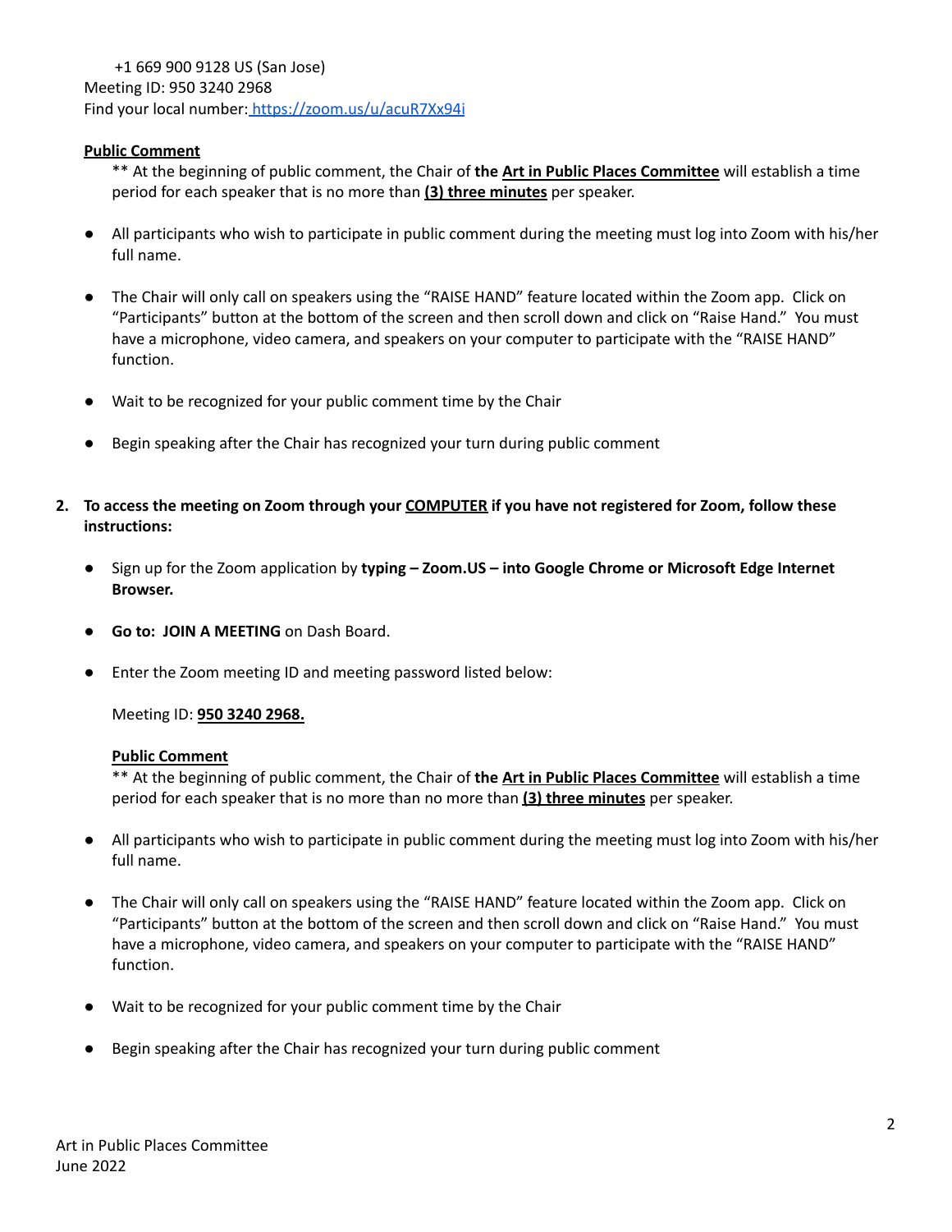+1 669 900 9128 US (San Jose)
Meeting ID: 950 3240 2968
Find your local number: https://zoom.us/u/acuR7Xx94i

**Public Comment**
** At the beginning of public comment, the Chair of **the Art in Public Places Committee** will establish a time period for each speaker that is no more than **(3) three minutes** per speaker.

- All participants who wish to participate in public comment during the meeting must log into Zoom with his/her full name.
- The Chair will only call on speakers using the "RAISE HAND" feature located within the Zoom app. Click on "Participants" button at the bottom of the screen and then scroll down and click on "Raise Hand." You must have a microphone, video camera, and speakers on your computer to participate with the "RAISE HAND" function.
- Wait to be recognized for your public comment time by the Chair
- Begin speaking after the Chair has recognized your turn during public comment

2. **To access the meeting on Zoom through your COMPUTER if you have not registered for Zoom, follow these instructions:**

- Sign up for the Zoom application by **typing – Zoom.US – into Google Chrome or Microsoft Edge Internet Browser.**
- **Go to: JOIN A MEETING** on Dash Board.
- Enter the Zoom meeting ID and meeting password listed below:

  Meeting ID: **950 3240 2968.**

  **Public Comment**
  ** At the beginning of public comment, the Chair of **the Art in Public Places Committee** will establish a time period for each speaker that is no more than no more than **(3) three minutes** per speaker.

- All participants who wish to participate in public comment during the meeting must log into Zoom with his/her full name.
- The Chair will only call on speakers using the "RAISE HAND" feature located within the Zoom app. Click on "Participants" button at the bottom of the screen and then scroll down and click on "Raise Hand." You must have a microphone, video camera, and speakers on your computer to participate with the "RAISE HAND" function.
- Wait to be recognized for your public comment time by the Chair
- Begin speaking after the Chair has recognized your turn during public comment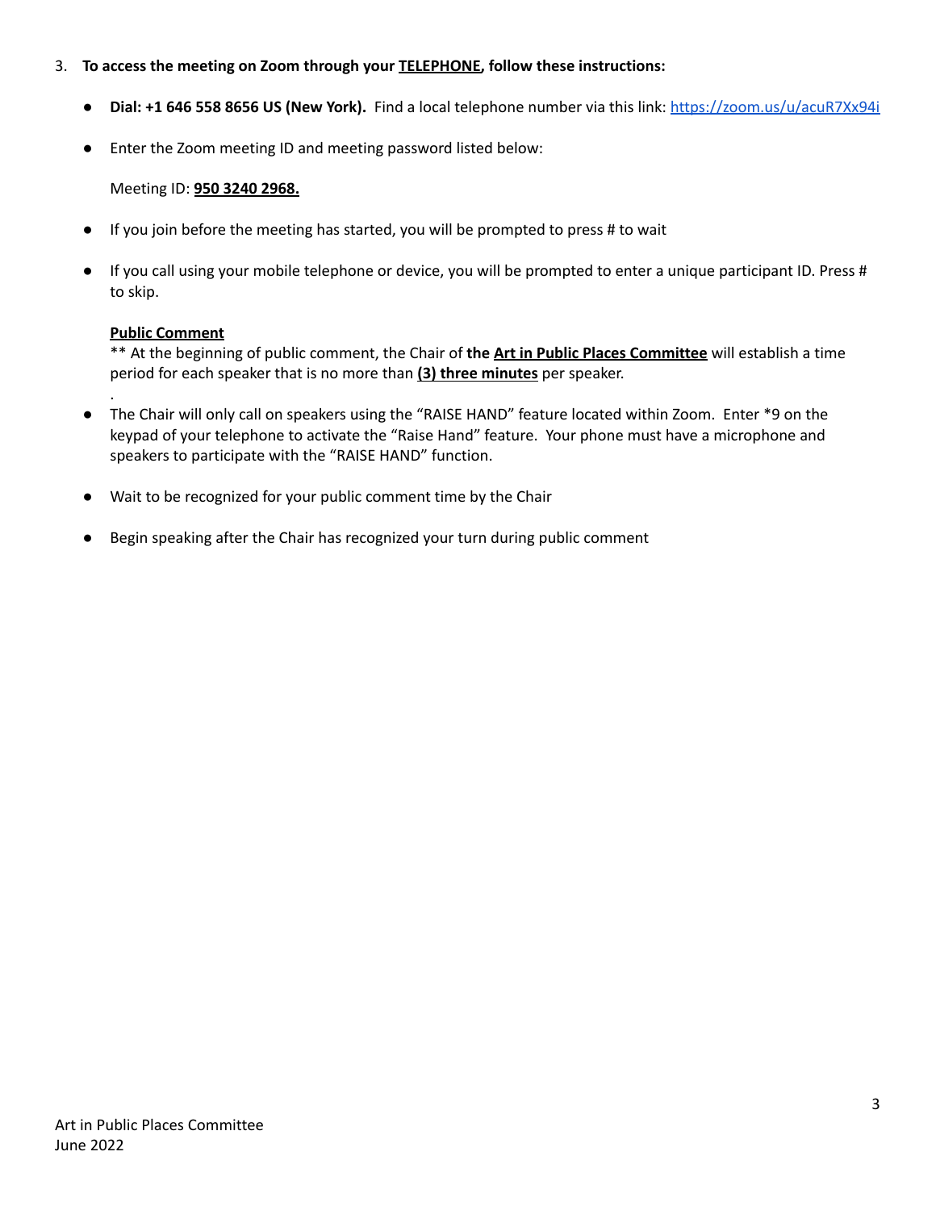3. **To access the meeting on Zoom through your <u>TELEPHONE</u>, follow these instructions:**

- **Dial: +1 646 558 8656 US (New York).** Find a local telephone number via this link: https://zoom.us/u/acuR7Xx94i

- Enter the Zoom meeting ID and meeting password listed below:

  Meeting ID: **<u>950 3240 2968.</u>**

- If you join before the meeting has started, you will be prompted to press # to wait

- If you call using your mobile telephone or device, you will be prompted to enter a unique participant ID. Press # to skip.

  **<u>Public Comment</u>**
  ** At the beginning of public comment, the Chair of **the <u>Art in Public Places Committee</u>** will establish a time period for each speaker that is no more than **<u>(3) three minutes</u>** per speaker.

  .

- The Chair will only call on speakers using the "RAISE HAND" feature located within Zoom. Enter *9 on the keypad of your telephone to activate the "Raise Hand" feature. Your phone must have a microphone and speakers to participate with the "RAISE HAND" function.

- Wait to be recognized for your public comment time by the Chair

- Begin speaking after the Chair has recognized your turn during public comment